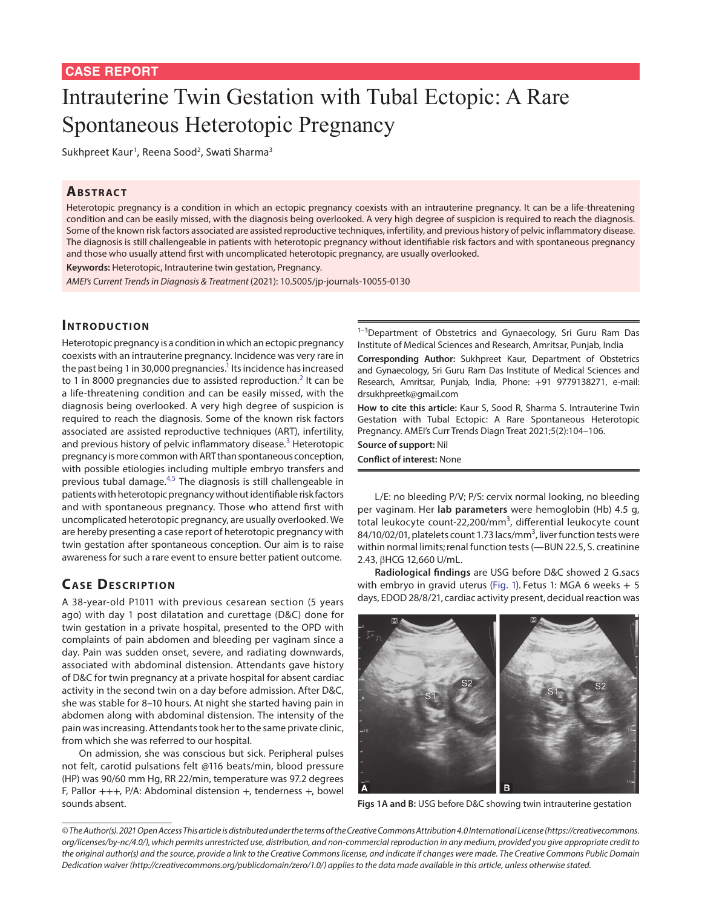CASE REPORT

# Intrauterine Twin Gestation with Tubal Ectopic: A Rare Spontaneous Heterotopic Pregnancy

Sukhpreet Kaur[1], Reena Sood[2], Swati Sharma[3]

## Abstract

Heterotopic pregnancy is a condition in which an ectopic pregnancy coexists with an intrauterine pregnancy. It can be a life-threatening condition and can be easily missed, with the diagnosis being overlooked. A very high degree of suspicion is required to reach the diagnosis. Some of the known risk factors associated are assisted reproductive techniques, infertility, and previous history of pelvic inflammatory disease. The diagnosis is still challengeable in patients with heterotopic pregnancy without identifiable risk factors and with spontaneous pregnancy and those who usually attend first with uncomplicated heterotopic pregnancy, are usually overlooked.

**Keywords:** Heterotopic, Intrauterine twin gestation, Pregnancy.

*AMEI's Current Trends in Diagnosis & Treatment* (2021): 10.5005/jp-journals-10055-0130

## Introduction

Heterotopic pregnancy is a condition in which an ectopic pregnancy coexists with an intrauterine pregnancy. Incidence was very rare in the past being 1 in 30,000 pregnancies.[1] Its incidence has increased to 1 in 8000 pregnancies due to assisted reproduction.[2] It can be a life-threatening condition and can be easily missed, with the diagnosis being overlooked. A very high degree of suspicion is required to reach the diagnosis. Some of the known risk factors associated are assisted reproductive techniques (ART), infertility, and previous history of pelvic inflammatory disease.[3] Heterotopic pregnancy is more common with ART than spontaneous conception, with possible etiologies including multiple embryo transfers and previous tubal damage.[4,5] The diagnosis is still challengeable in patients with heterotopic pregnancy without identifiable risk factors and with spontaneous pregnancy. Those who attend first with uncomplicated heterotopic pregnancy, are usually overlooked. We are hereby presenting a case report of heterotopic pregnancy with twin gestation after spontaneous conception. Our aim is to raise awareness for such a rare event to ensure better patient outcome.

## Case Description

A 38-year-old P1011 with previous cesarean section (5 years ago) with day 1 post dilatation and curettage (D&C) done for twin gestation in a private hospital, presented to the OPD with complaints of pain abdomen and bleeding per vaginam since a day. Pain was sudden onset, severe, and radiating downwards, associated with abdominal distension. Attendants gave history of D&C for twin pregnancy at a private hospital for absent cardiac activity in the second twin on a day before admission. After D&C, she was stable for 8–10 hours. At night she started having pain in abdomen along with abdominal distension. The intensity of the pain was increasing. Attendants took her to the same private clinic, from which she was referred to our hospital.

On admission, she was conscious but sick. Peripheral pulses not felt, carotid pulsations felt @116 beats/min, blood pressure (HP) was 90/60 mm Hg, RR 22/min, temperature was 97.2 degrees F, Pallor +++, P/A: Abdominal distension +, tenderness +, bowel sounds absent.

L/E: no bleeding P/V; P/S: cervix normal looking, no bleeding per vaginam. Her **lab parameters** were hemoglobin (Hb) 4.5 g, total leukocyte count-22,200/mm$^3$, differential leukocyte count 84/10/02/01, platelets count 1.73 lacs/mm$^3$, liver function tests were within normal limits; renal function tests (—BUN 22.5, S. creatinine 2.43, βHCG 12,660 U/mL.

**Radiological findings** are USG before D&C showed 2 G.sacs with embryo in gravid uterus (Fig. 1). Fetus 1: MGA 6 weeks + 5 days, EDOD 28/8/21, cardiac activity present, decidual reaction was

**Figs 1A and B:** USG before D&C showing twin intrauterine gestation

[1–3]Department of Obstetrics and Gynaecology, Sri Guru Ram Das Institute of Medical Sciences and Research, Amritsar, Punjab, India

**Corresponding Author:** Sukhpreet Kaur, Department of Obstetrics and Gynaecology, Sri Guru Ram Das Institute of Medical Sciences and Research, Amritsar, Punjab, India, Phone: +91 9779138271, e-mail: drsukhpreetk@gmail.com

**How to cite this article:** Kaur S, Sood R, Sharma S. Intrauterine Twin Gestation with Tubal Ectopic: A Rare Spontaneous Heterotopic Pregnancy. AMEI's Curr Trends Diagn Treat 2021;5(2):104–106.

**Source of support:** Nil

**Conflict of interest:** None

*© The Author(s). 2021 Open Access This article is distributed under the terms of the Creative Commons Attribution 4.0 International License (https://creativecommons.org/licenses/by-nc/4.0/), which permits unrestricted use, distribution, and non-commercial reproduction in any medium, provided you give appropriate credit to the original author(s) and the source, provide a link to the Creative Commons license, and indicate if changes were made. The Creative Commons Public Domain Dedication waiver (http://creativecommons.org/publicdomain/zero/1.0/) applies to the data made available in this article, unless otherwise stated.*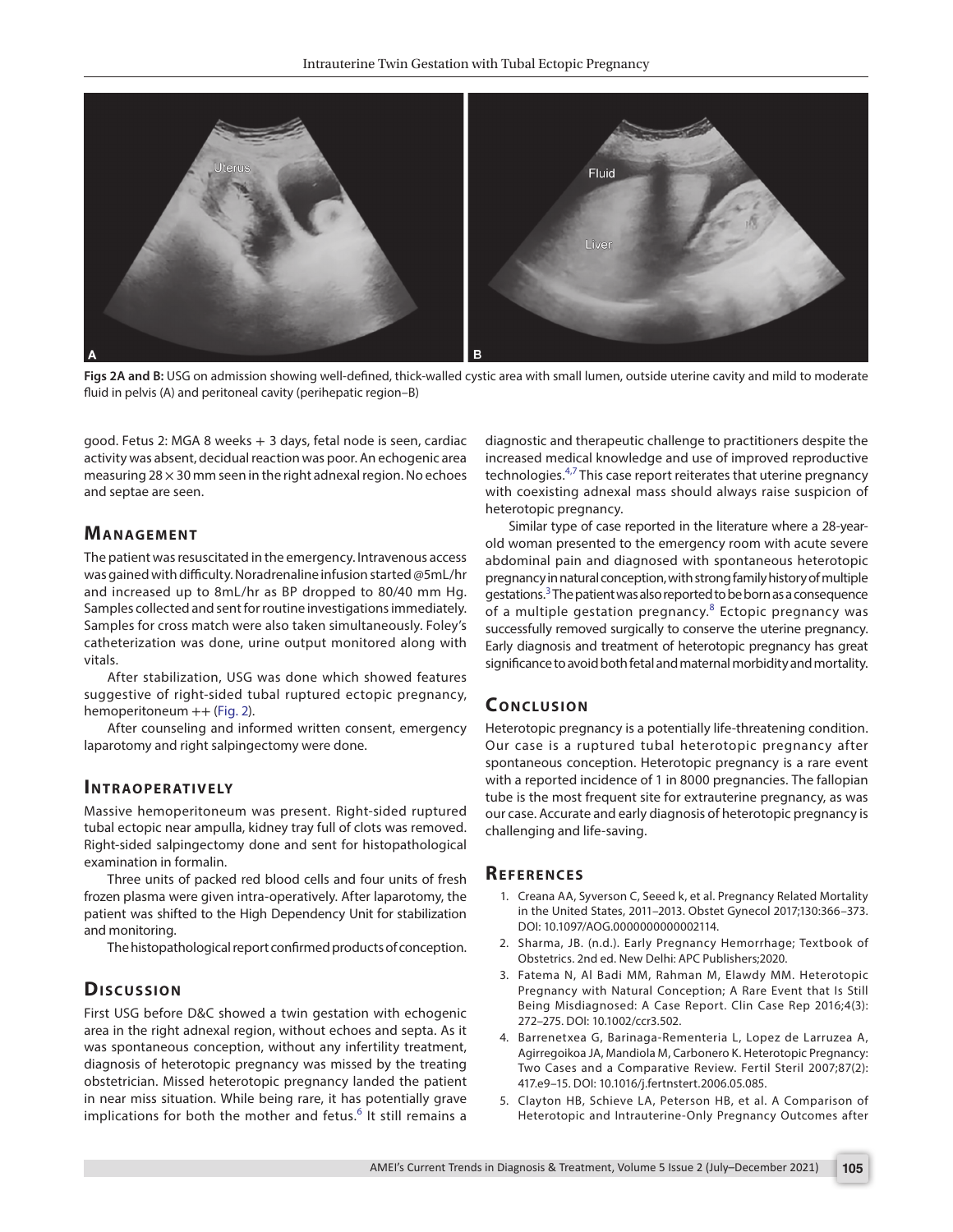Figs 2A and B: USG on admission showing well-defined, thick-walled cystic area with small lumen, outside uterine cavity and mild to moderate fluid in pelvis (A) and peritoneal cavity (perihepatic region–B)

good. Fetus 2: MGA 8 weeks + 3 days, fetal node is seen, cardiac activity was absent, decidual reaction was poor. An echogenic area measuring 28 × 30 mm seen in the right adnexal region. No echoes and septae are seen.

## Management

The patient was resuscitated in the emergency. Intravenous access was gained with difficulty. Noradrenaline infusion started @5mL/hr and increased up to 8mL/hr as BP dropped to 80/40 mm Hg. Samples collected and sent for routine investigations immediately. Samples for cross match were also taken simultaneously. Foley's catheterization was done, urine output monitored along with vitals.

After stabilization, USG was done which showed features suggestive of right-sided tubal ruptured ectopic pregnancy, hemoperitoneum ++ (Fig. 2).

After counseling and informed written consent, emergency laparotomy and right salpingectomy were done.

## Intraoperatively

Massive hemoperitoneum was present. Right-sided ruptured tubal ectopic near ampulla, kidney tray full of clots was removed. Right-sided salpingectomy done and sent for histopathological examination in formalin.

Three units of packed red blood cells and four units of fresh frozen plasma were given intra-operatively. After laparotomy, the patient was shifted to the High Dependency Unit for stabilization and monitoring.

The histopathological report confirmed products of conception.

## Discussion

First USG before D&C showed a twin gestation with echogenic area in the right adnexal region, without echoes and septa. As it was spontaneous conception, without any infertility treatment, diagnosis of heterotopic pregnancy was missed by the treating obstetrician. Missed heterotopic pregnancy landed the patient in near miss situation. While being rare, it has potentially grave implications for both the mother and fetus.[6] It still remains a diagnostic and therapeutic challenge to practitioners despite the increased medical knowledge and use of improved reproductive technologies.[4,7] This case report reiterates that uterine pregnancy with coexisting adnexal mass should always raise suspicion of heterotopic pregnancy.

Similar type of case reported in the literature where a 28-year-old woman presented to the emergency room with acute severe abdominal pain and diagnosed with spontaneous heterotopic pregnancy in natural conception, with strong family history of multiple gestations.[3] The patient was also reported to be born as a consequence of a multiple gestation pregnancy.[8] Ectopic pregnancy was successfully removed surgically to conserve the uterine pregnancy. Early diagnosis and treatment of heterotopic pregnancy has great significance to avoid both fetal and maternal morbidity and mortality.

## Conclusion

Heterotopic pregnancy is a potentially life-threatening condition. Our case is a ruptured tubal heterotopic pregnancy after spontaneous conception. Heterotopic pregnancy is a rare event with a reported incidence of 1 in 8000 pregnancies. The fallopian tube is the most frequent site for extrauterine pregnancy, as was our case. Accurate and early diagnosis of heterotopic pregnancy is challenging and life-saving.

## References

1. Creana AA, Syverson C, Seeed k, et al. Pregnancy Related Mortality in the United States, 2011–2013. Obstet Gynecol 2017;130:366–373. DOI: 10.1097/AOG.0000000000002114.
2. Sharma, JB. (n.d.). Early Pregnancy Hemorrhage; Textbook of Obstetrics. 2nd ed. New Delhi: APC Publishers;2020.
3. Fatema N, Al Badi MM, Rahman M, Elawdy MM. Heterotopic Pregnancy with Natural Conception; A Rare Event that Is Still Being Misdiagnosed: A Case Report. Clin Case Rep 2016;4(3): 272–275. DOI: 10.1002/ccr3.502.
4. Barrenetxea G, Barinaga-Rementeria L, Lopez de Larruzea A, Agirregoikoa JA, Mandiola M, Carbonero K. Heterotopic Pregnancy: Two Cases and a Comparative Review. Fertil Steril 2007;87(2): 417.e9–15. DOI: 10.1016/j.fertnstert.2006.05.085.
5. Clayton HB, Schieve LA, Peterson HB, et al. A Comparison of Heterotopic and Intrauterine-Only Pregnancy Outcomes after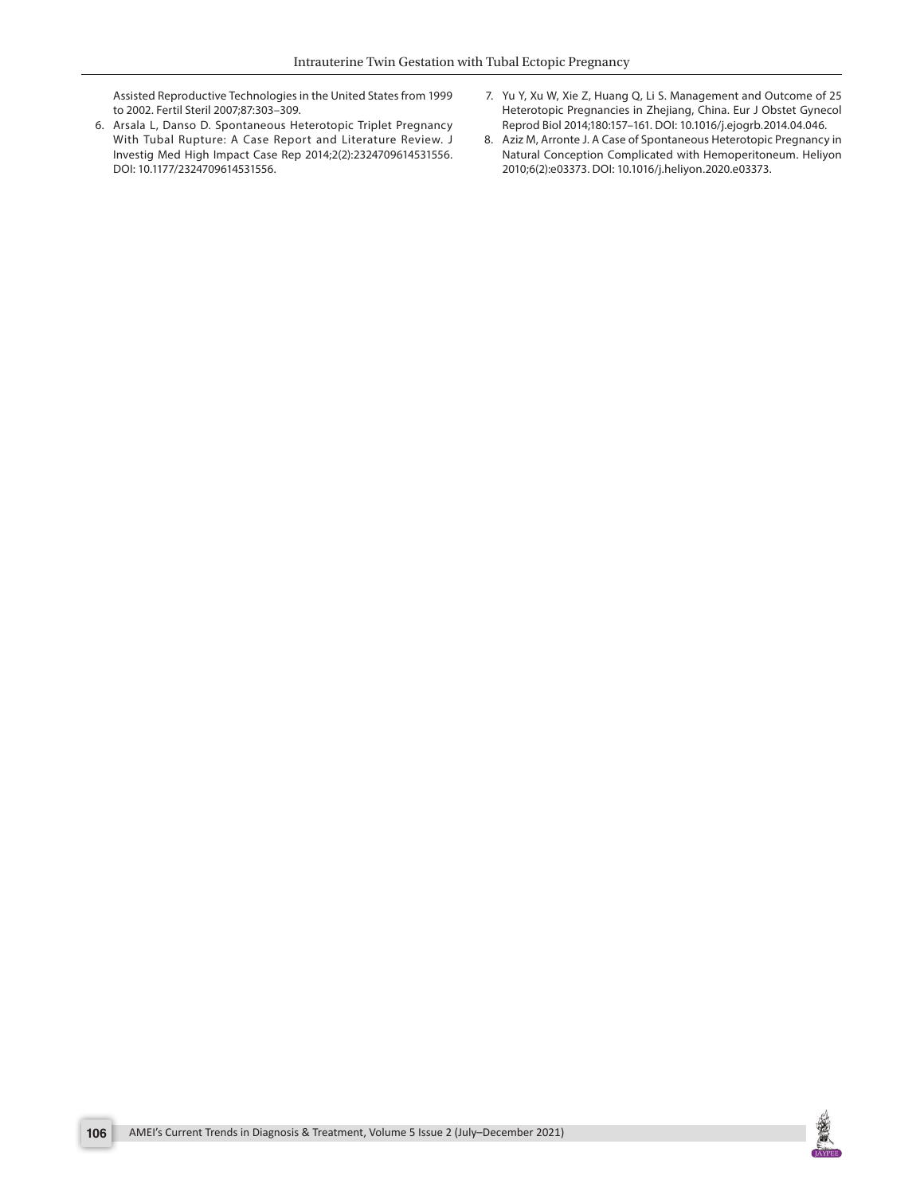Assisted Reproductive Technologies in the United States from 1999 to 2002. Fertil Steril 2007;87:303–309.

6. Arsala L, Danso D. Spontaneous Heterotopic Triplet Pregnancy With Tubal Rupture: A Case Report and Literature Review. J Investig Med High Impact Case Rep 2014;2(2):2324709614531556. DOI: 10.1177/2324709614531556.
7. Yu Y, Xu W, Xie Z, Huang Q, Li S. Management and Outcome of 25 Heterotopic Pregnancies in Zhejiang, China. Eur J Obstet Gynecol Reprod Biol 2014;180:157–161. DOI: 10.1016/j.ejogrb.2014.04.046.
8. Aziz M, Arronte J. A Case of Spontaneous Heterotopic Pregnancy in Natural Conception Complicated with Hemoperitoneum. Heliyon 2010;6(2):e03373. DOI: 10.1016/j.heliyon.2020.e03373.